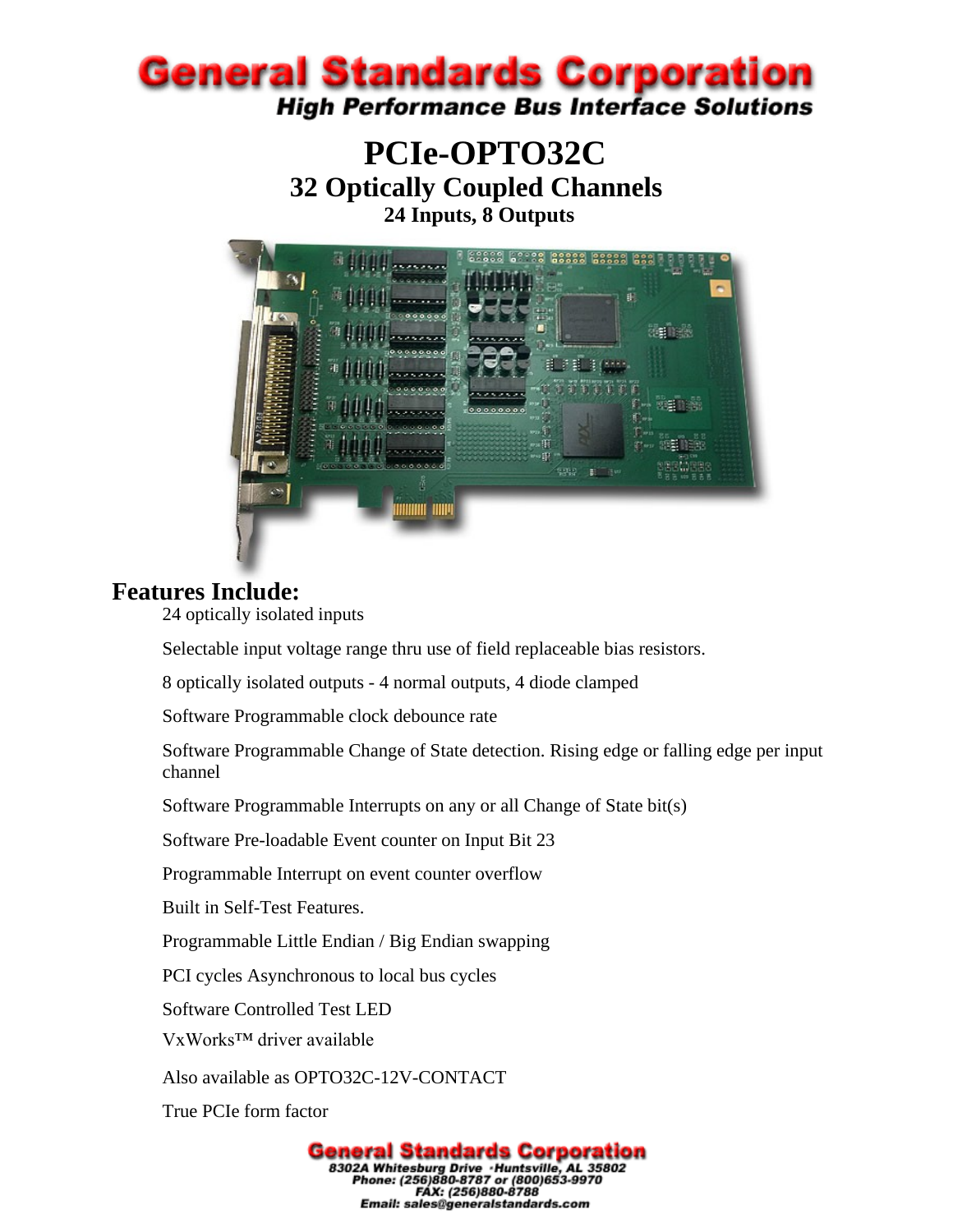# General Standards Corporation

**High Performance Bus Interface Solutions**

# PCIe-OPTO32C

## 32 Optically Coupled Channels

### 24 Inputs, 8 Outputs

## Features Include:

- 24 optically isolated inputs
- Selectable input voltage range thru use of field replaceable bias resistors.
- 8 optically isolated outputs - 4 normal outputs, 4 diode clamped
- Software Programmable clock debounce rate
- Software Programmable Change of State detection. Rising edge or falling edge per input channel
- Software Programmable Interrupts on any or all Change of State bit(s)
- Software Pre-loadable Event counter on Input Bit 23
- Programmable Interrupt on event counter overflow
- Built in Self-Test Features.
- Programmable Little Endian / Big Endian swapping
- PCI cycles Asynchronous to local bus cycles
- Software Controlled Test LED
- VxWorks™ driver available
- Also available as OPTO32C-12V-CONTACT
- True PCIe form factor

**General Standards Corporation**
*8302A Whitesburg Drive ·Huntsville, AL 35802*
*Phone: (256)880-8787 or (800)653-9970*
*FAX: (256)880-8788*
*Email: sales@generalstandards.com*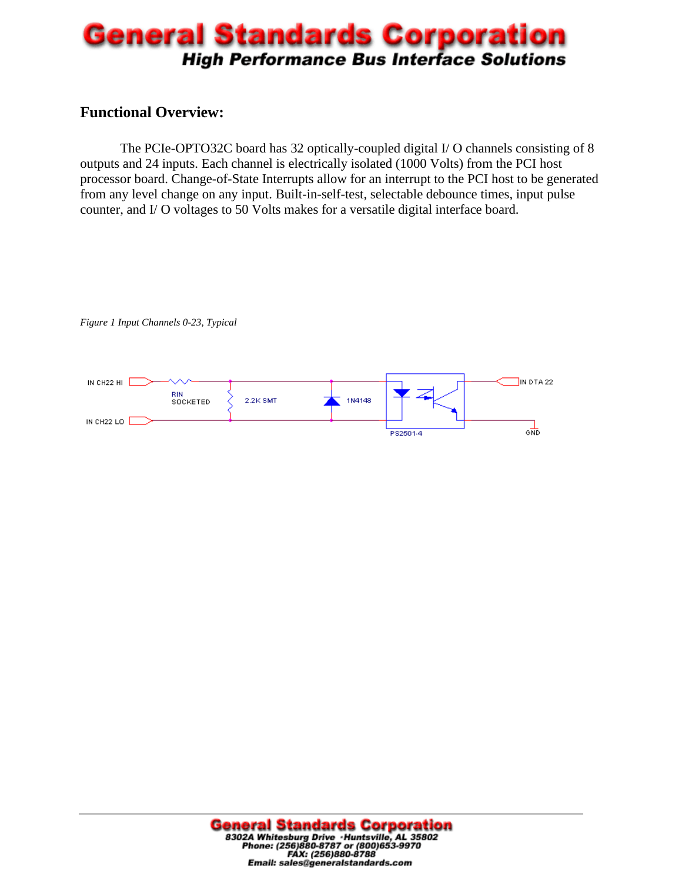## Functional Overview:

The PCIe-OPTO32C board has 32 optically-coupled digital I/ O channels consisting of 8 outputs and 24 inputs. Each channel is electrically isolated (1000 Volts) from the PCI host processor board. Change-of-State Interrupts allow for an interrupt to the PCI host to be generated from any level change on any input. Built-in-self-test, selectable debounce times, input pulse counter, and I/ O voltages to 50 Volts makes for a versatile digital interface board.

*Figure 1 Input Channels 0-23, Typical*

IN CH22 HI — RIN SOCKETED — 2.2K SMT — 1N4148 — PS2501-4 — IN DTA 22

IN CH22 LO — GND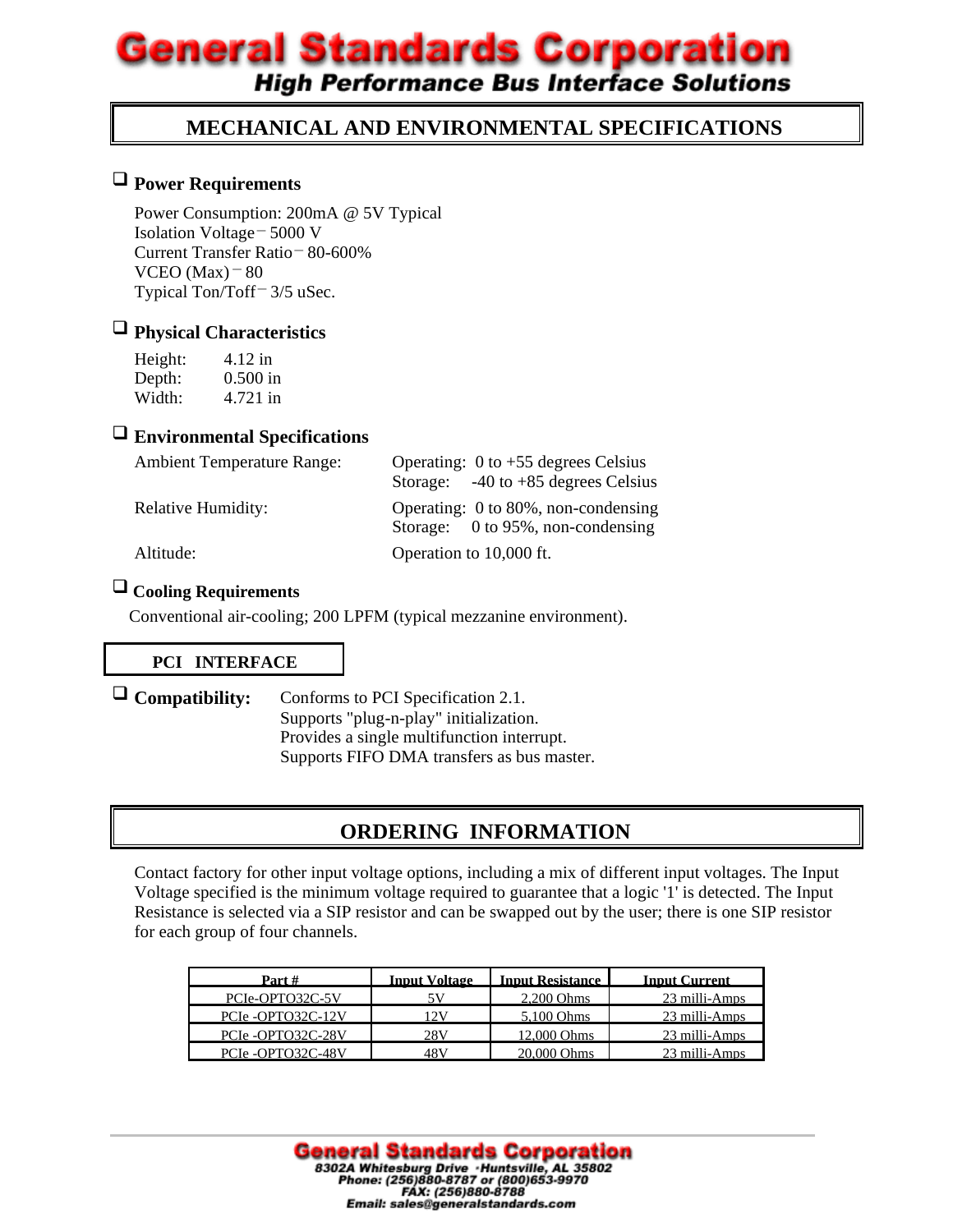# MECHANICAL AND ENVIRONMENTAL SPECIFICATIONS

## Power Requirements

Power Consumption: 200mA @ 5V Typical
Isolation Voltage ‒ 5000 V
Current Transfer Ratio ‒ 80-600%
VCEO (Max) ‒ 80
Typical Ton/Toff ‒ 3/5 uSec.

## Physical Characteristics

Height: 4.12 in
Depth: 0.500 in
Width: 4.721 in

## Environmental Specifications

| | |
|---|---|
| Ambient Temperature Range: | Operating: 0 to +55 degrees Celsius<br>Storage: -40 to +85 degrees Celsius |
| Relative Humidity: | Operating: 0 to 80%, non-condensing<br>Storage: 0 to 95%, non-condensing |
| Altitude: | Operation to 10,000 ft. |

## Cooling Requirements

Conventional air-cooling; 200 LPFM (typical mezzanine environment).

## PCI INTERFACE

**Compatibility:**
Conforms to PCI Specification 2.1.
Supports "plug-n-play" initialization.
Provides a single multifunction interrupt.
Supports FIFO DMA transfers as bus master.

# ORDERING INFORMATION

Contact factory for other input voltage options, including a mix of different input voltages. The Input Voltage specified is the minimum voltage required to guarantee that a logic '1' is detected. The Input Resistance is selected via a SIP resistor and can be swapped out by the user; there is one SIP resistor for each group of four channels.

| Part # | Input Voltage | Input Resistance | Input Current |
|---|---|---|---|
| PCIe-OPTO32C-5V | 5V | 2,200 Ohms | 23 milli-Amps |
| PCIe -OPTO32C-12V | 12V | 5,100 Ohms | 23 milli-Amps |
| PCIe -OPTO32C-28V | 28V | 12,000 Ohms | 23 milli-Amps |
| PCIe -OPTO32C-48V | 48V | 20,000 Ohms | 23 milli-Amps |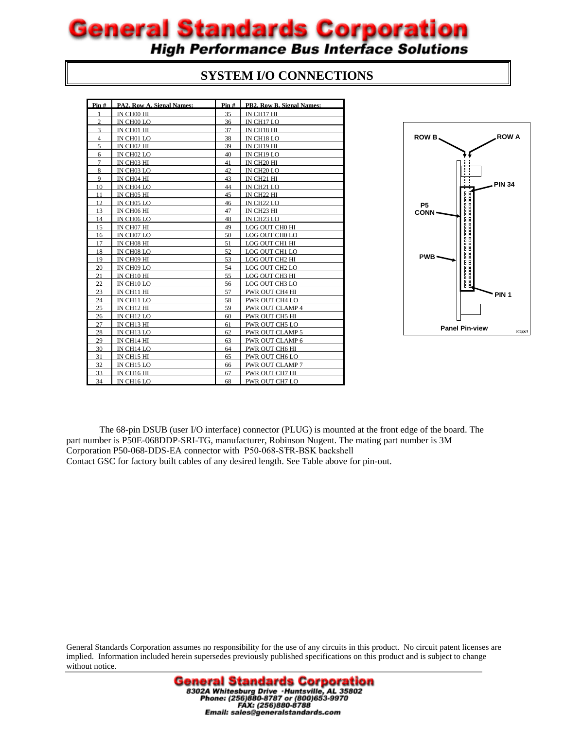# SYSTEM I/O CONNECTIONS

| Pin # | PA2, Row A, Signal Names: | Pin # | PB2, Row B, Signal Names: |
|---|---|---|---|
| 1 | IN CH00 HI | 35 | IN CH17 HI |
| 2 | IN CH00 LO | 36 | IN CH17 LO |
| 3 | IN CH01 HI | 37 | IN CH18 HI |
| 4 | IN CH01 LO | 38 | IN CH18 LO |
| 5 | IN CH02 HI | 39 | IN CH19 HI |
| 6 | IN CH02 LO | 40 | IN CH19 LO |
| 7 | IN CH03 HI | 41 | IN CH20 HI |
| 8 | IN CH03 LO | 42 | IN CH20 LO |
| 9 | IN CH04 HI | 43 | IN CH21 HI |
| 10 | IN CH04 LO | 44 | IN CH21 LO |
| 11 | IN CH05 HI | 45 | IN CH22 HI |
| 12 | IN CH05 LO | 46 | IN CH22 LO |
| 13 | IN CH06 HI | 47 | IN CH23 HI |
| 14 | IN CH06 LO | 48 | IN CH23 LO |
| 15 | IN CH07 HI | 49 | LOG OUT CH0 HI |
| 16 | IN CH07 LO | 50 | LOG OUT CH0 LO |
| 17 | IN CH08 HI | 51 | LOG OUT CH1 HI |
| 18 | IN CH08 LO | 52 | LOG OUT CH1 LO |
| 19 | IN CH09 HI | 53 | LOG OUT CH2 HI |
| 20 | IN CH09 LO | 54 | LOG OUT CH2 LO |
| 21 | IN CH10 HI | 55 | LOG OUT CH3 HI |
| 22 | IN CH10 LO | 56 | LOG OUT CH3 LO |
| 23 | IN CH11 HI | 57 | PWR OUT CH4 HI |
| 24 | IN CH11 LO | 58 | PWR OUT CH4 LO |
| 25 | IN CH12 HI | 59 | PWR OUT CLAMP 4 |
| 26 | IN CH12 LO | 60 | PWR OUT CH5 HI |
| 27 | IN CH13 HI | 61 | PWR OUT CH5 LO |
| 28 | IN CH13 LO | 62 | PWR OUT CLAMP 5 |
| 29 | IN CH14 HI | 63 | PWR OUT CLAMP 6 |
| 30 | IN CH14 LO | 64 | PWR OUT CH6 HI |
| 31 | IN CH15 HI | 65 | PWR OUT CH6 LO |
| 32 | IN CH15 LO | 66 | PWR OUT CLAMP 7 |
| 33 | IN CH16 HI | 67 | PWR OUT CH7 HI |
| 34 | IN CH16 LO | 68 | PWR OUT CH7 LO |

ROW B
ROW A
PIN 34
P5 CONN
PWB
PIN 1
Panel Pin-view

The 68-pin DSUB (user I/O interface) connector (PLUG) is mounted at the front edge of the board. The part number is P50E-068DDP-SRI-TG, manufacturer, Robinson Nugent. The mating part number is 3M Corporation P50-068-DDS-EA connector with P50-068-STR-BSK backshell
Contact GSC for factory built cables of any desired length. See Table above for pin-out.

General Standards Corporation assumes no responsibility for the use of any circuits in this product. No circuit patent licenses are implied. Information included herein supersedes previously published specifications on this product and is subject to change without notice.

**General Standards Corporation**
8302A Whitesburg Drive · Huntsville, AL 35802
Phone: (256)880-8787 or (800)653-9970
FAX: (256)880-8788
Email: sales@generalstandards.com